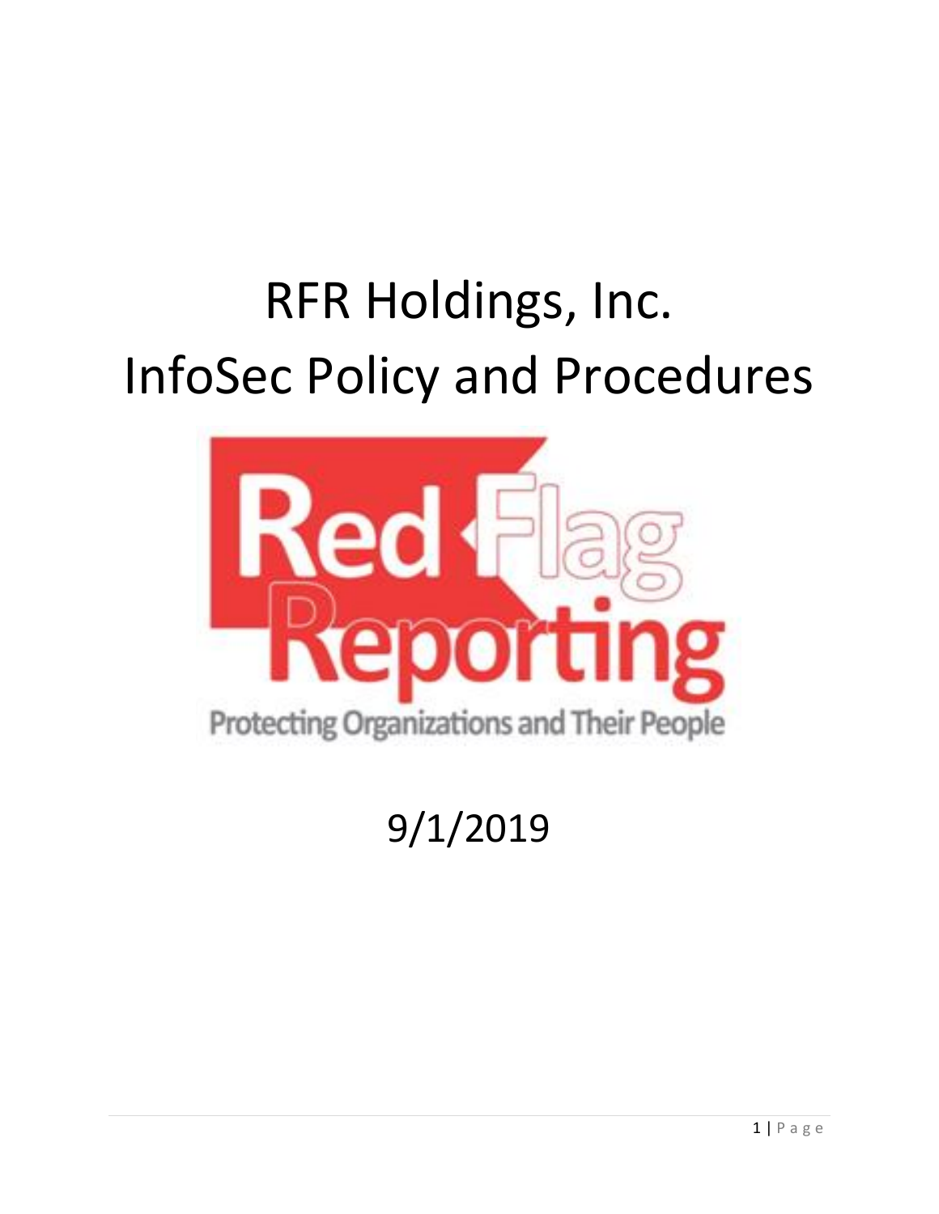# RFR Holdings, Inc.
# InfoSec Policy and Procedures

Red Flag Reporting

Protecting Organizations and Their People

9/1/2019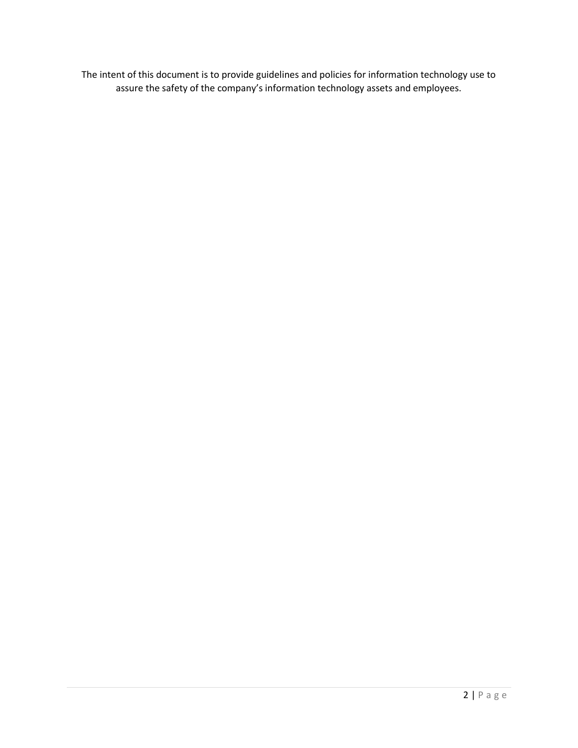The intent of this document is to provide guidelines and policies for information technology use to assure the safety of the company's information technology assets and employees.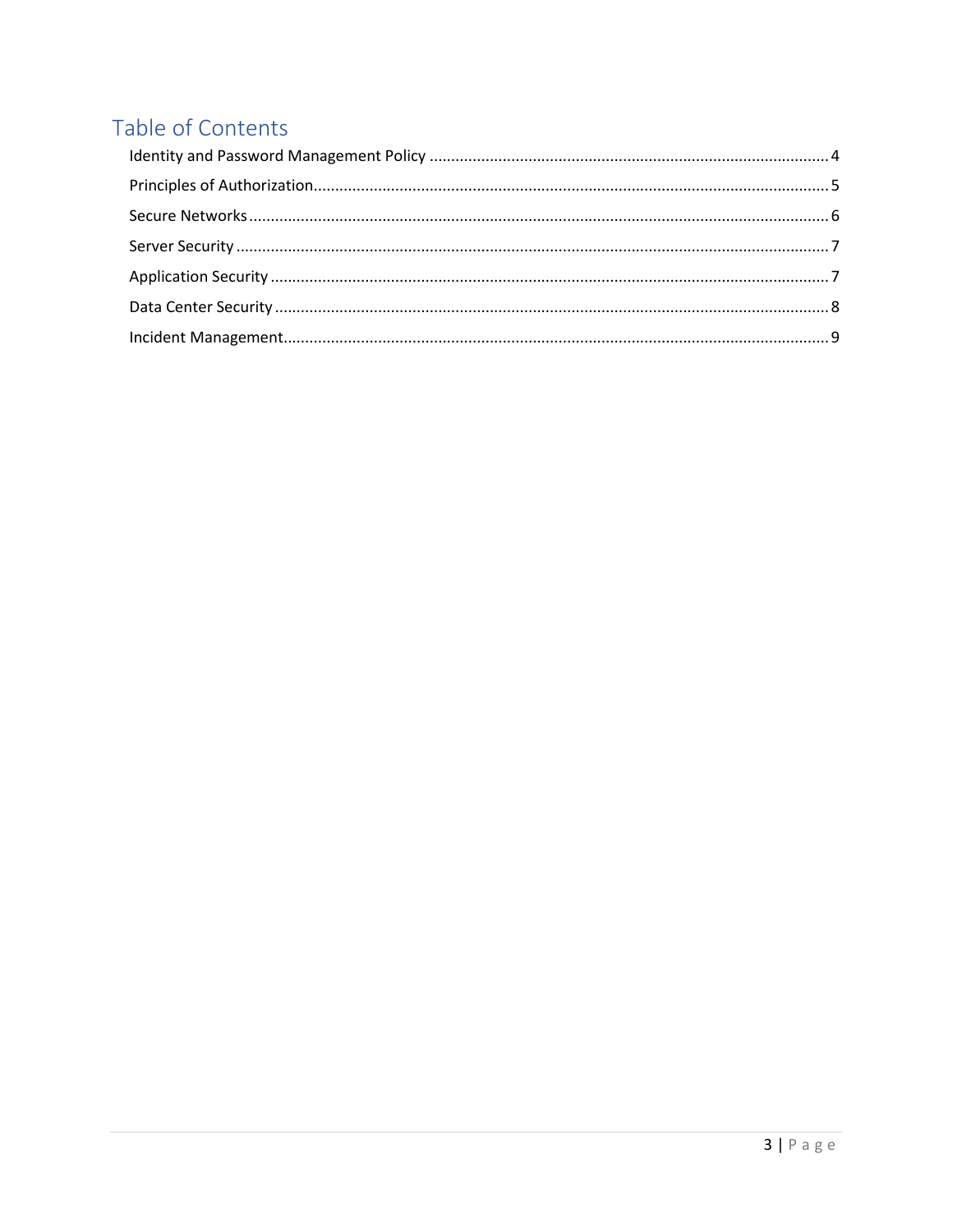# Table of Contents

Identity and Password Management Policy ............................................................................................. 4

Principles of Authorization........................................................................................................................ 5

Secure Networks ........................................................................................................................................ 6

Server Security ........................................................................................................................................... 7

Application Security ................................................................................................................................... 7

Data Center Security .................................................................................................................................. 8

Incident Management................................................................................................................................. 9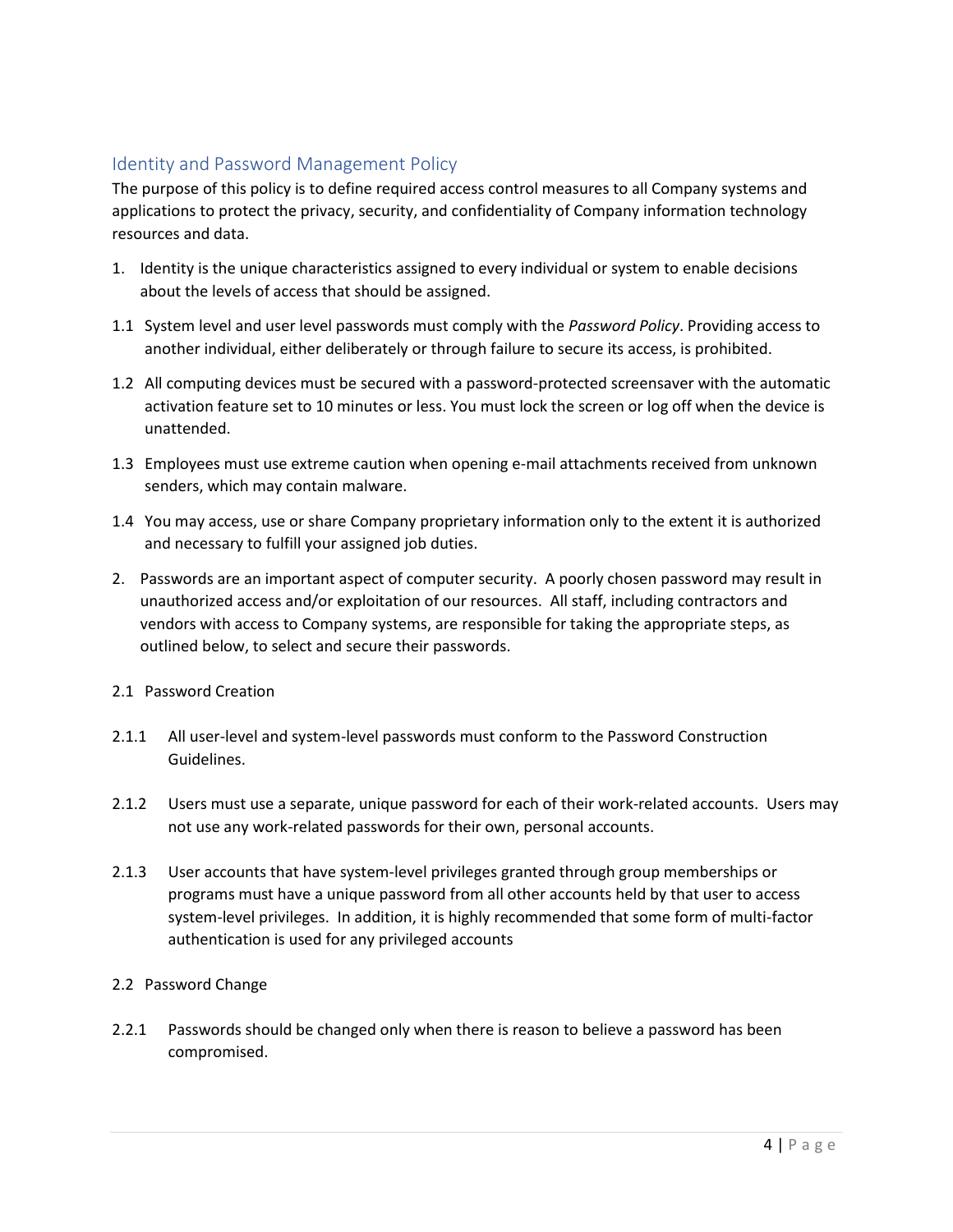## Identity and Password Management Policy

The purpose of this policy is to define required access control measures to all Company systems and applications to protect the privacy, security, and confidentiality of Company information technology resources and data.

1. Identity is the unique characteristics assigned to every individual or system to enable decisions about the levels of access that should be assigned.

1.1 System level and user level passwords must comply with the *Password Policy*. Providing access to another individual, either deliberately or through failure to secure its access, is prohibited.

1.2 All computing devices must be secured with a password-protected screensaver with the automatic activation feature set to 10 minutes or less. You must lock the screen or log off when the device is unattended.

1.3 Employees must use extreme caution when opening e-mail attachments received from unknown senders, which may contain malware.

1.4 You may access, use or share Company proprietary information only to the extent it is authorized and necessary to fulfill your assigned job duties.

2. Passwords are an important aspect of computer security. A poorly chosen password may result in unauthorized access and/or exploitation of our resources. All staff, including contractors and vendors with access to Company systems, are responsible for taking the appropriate steps, as outlined below, to select and secure their passwords.

2.1 Password Creation

2.1.1 All user-level and system-level passwords must conform to the Password Construction Guidelines.

2.1.2 Users must use a separate, unique password for each of their work-related accounts. Users may not use any work-related passwords for their own, personal accounts.

2.1.3 User accounts that have system-level privileges granted through group memberships or programs must have a unique password from all other accounts held by that user to access system-level privileges. In addition, it is highly recommended that some form of multi-factor authentication is used for any privileged accounts

2.2 Password Change

2.2.1 Passwords should be changed only when there is reason to believe a password has been compromised.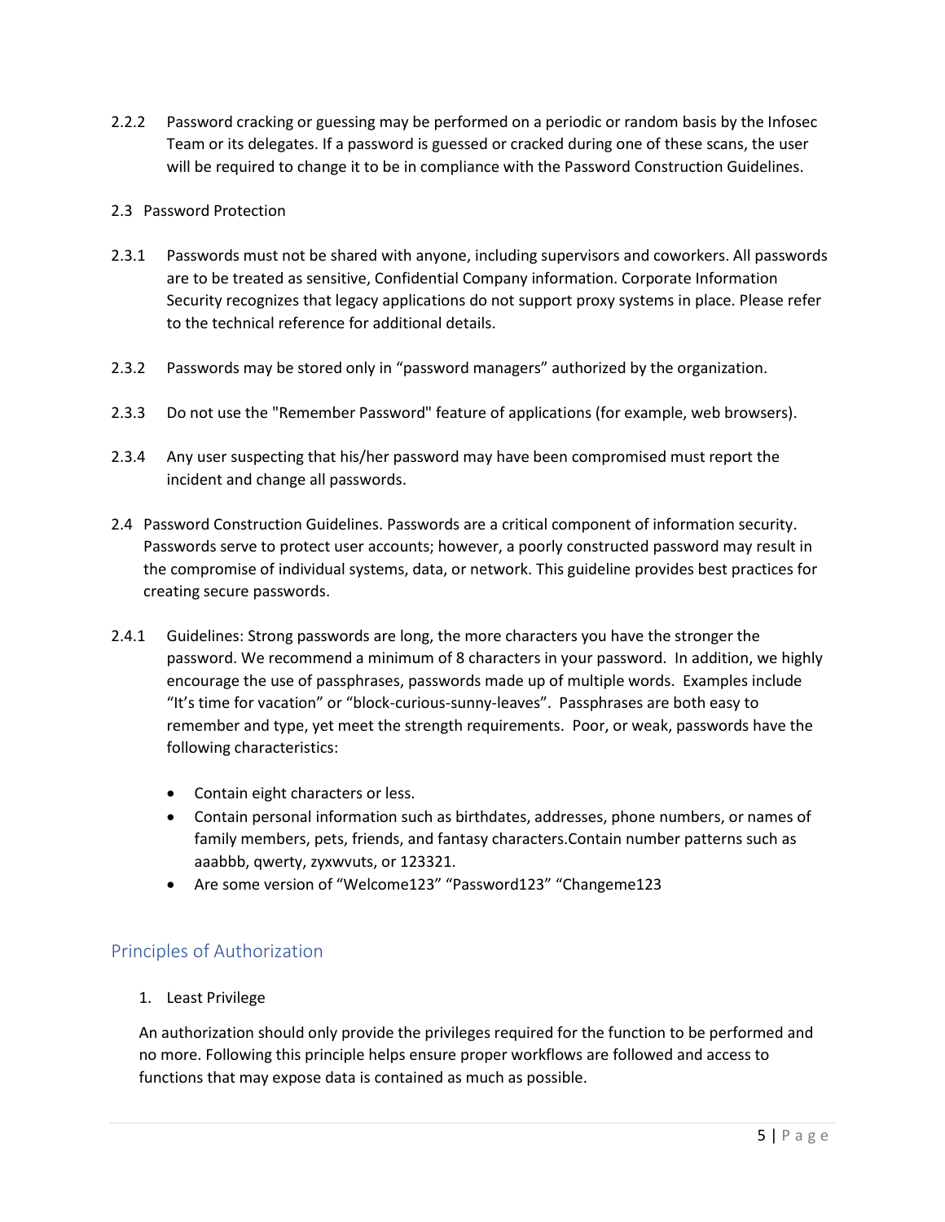2.2.2 Password cracking or guessing may be performed on a periodic or random basis by the Infosec Team or its delegates. If a password is guessed or cracked during one of these scans, the user will be required to change it to be in compliance with the Password Construction Guidelines.

2.3 Password Protection

2.3.1 Passwords must not be shared with anyone, including supervisors and coworkers. All passwords are to be treated as sensitive, Confidential Company information. Corporate Information Security recognizes that legacy applications do not support proxy systems in place. Please refer to the technical reference for additional details.

2.3.2 Passwords may be stored only in “password managers” authorized by the organization.

2.3.3 Do not use the "Remember Password" feature of applications (for example, web browsers).

2.3.4 Any user suspecting that his/her password may have been compromised must report the incident and change all passwords.

2.4 Password Construction Guidelines. Passwords are a critical component of information security. Passwords serve to protect user accounts; however, a poorly constructed password may result in the compromise of individual systems, data, or network. This guideline provides best practices for creating secure passwords.

2.4.1 Guidelines: Strong passwords are long, the more characters you have the stronger the password. We recommend a minimum of 8 characters in your password. In addition, we highly encourage the use of passphrases, passwords made up of multiple words. Examples include “It’s time for vacation” or “block-curious-sunny-leaves”. Passphrases are both easy to remember and type, yet meet the strength requirements. Poor, or weak, passwords have the following characteristics:

- Contain eight characters or less.
- Contain personal information such as birthdates, addresses, phone numbers, or names of family members, pets, friends, and fantasy characters.Contain number patterns such as aaabbb, qwerty, zyxwvuts, or 123321.
- Are some version of “Welcome123” “Password123” “Changeme123

## Principles of Authorization

1. Least Privilege

An authorization should only provide the privileges required for the function to be performed and no more. Following this principle helps ensure proper workflows are followed and access to functions that may expose data is contained as much as possible.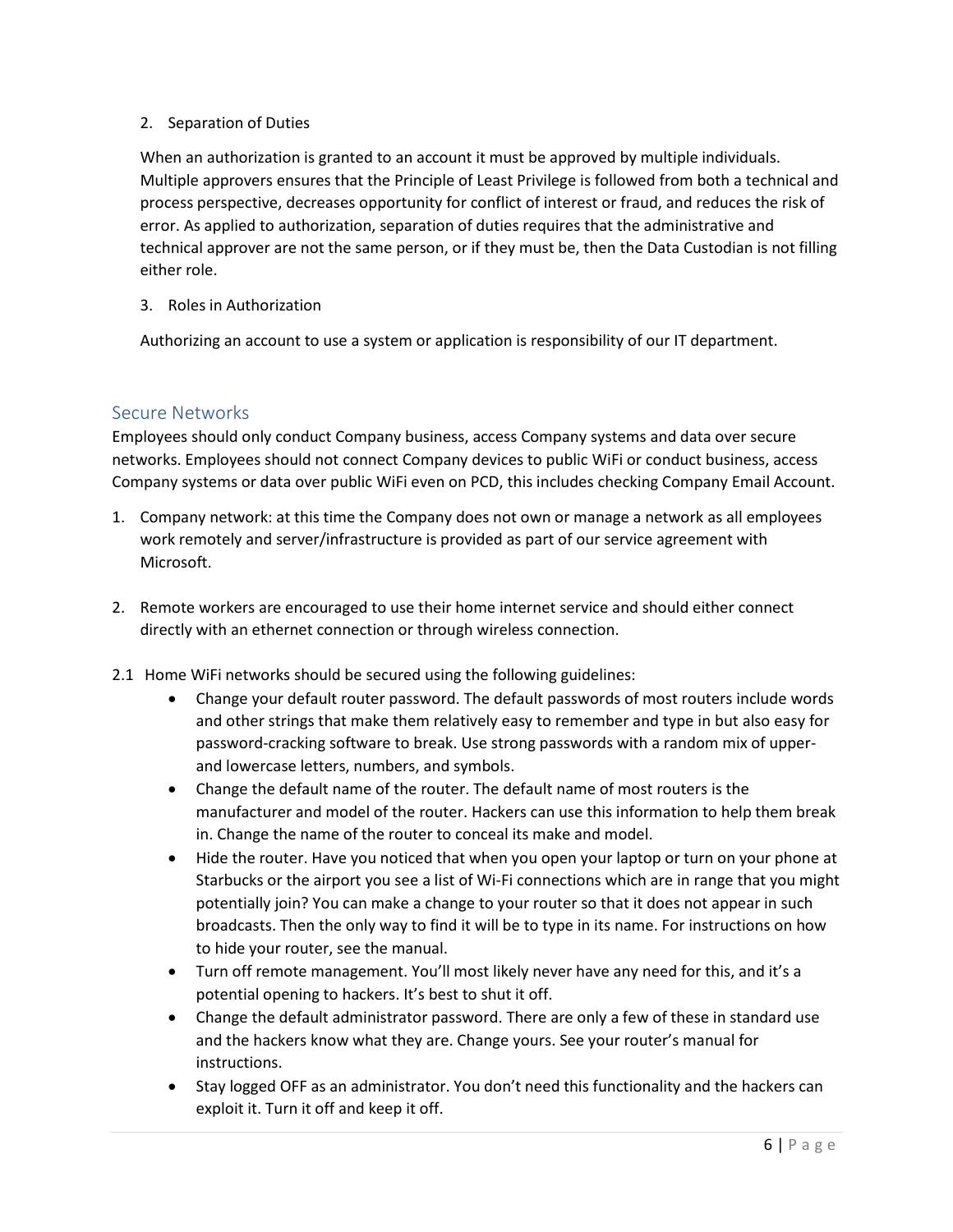2. Separation of Duties

When an authorization is granted to an account it must be approved by multiple individuals. Multiple approvers ensures that the Principle of Least Privilege is followed from both a technical and process perspective, decreases opportunity for conflict of interest or fraud, and reduces the risk of error. As applied to authorization, separation of duties requires that the administrative and technical approver are not the same person, or if they must be, then the Data Custodian is not filling either role.

3. Roles in Authorization

Authorizing an account to use a system or application is responsibility of our IT department.

## Secure Networks

Employees should only conduct Company business, access Company systems and data over secure networks. Employees should not connect Company devices to public WiFi or conduct business, access Company systems or data over public WiFi even on PCD, this includes checking Company Email Account.

1. Company network: at this time the Company does not own or manage a network as all employees work remotely and server/infrastructure is provided as part of our service agreement with Microsoft.

2. Remote workers are encouraged to use their home internet service and should either connect directly with an ethernet connection or through wireless connection.

2.1 Home WiFi networks should be secured using the following guidelines:

- Change your default router password. The default passwords of most routers include words and other strings that make them relatively easy to remember and type in but also easy for password-cracking software to break. Use strong passwords with a random mix of upper- and lowercase letters, numbers, and symbols.
- Change the default name of the router. The default name of most routers is the manufacturer and model of the router. Hackers can use this information to help them break in. Change the name of the router to conceal its make and model.
- Hide the router. Have you noticed that when you open your laptop or turn on your phone at Starbucks or the airport you see a list of Wi-Fi connections which are in range that you might potentially join? You can make a change to your router so that it does not appear in such broadcasts. Then the only way to find it will be to type in its name. For instructions on how to hide your router, see the manual.
- Turn off remote management. You'll most likely never have any need for this, and it's a potential opening to hackers. It's best to shut it off.
- Change the default administrator password. There are only a few of these in standard use and the hackers know what they are. Change yours. See your router's manual for instructions.
- Stay logged OFF as an administrator. You don't need this functionality and the hackers can exploit it. Turn it off and keep it off.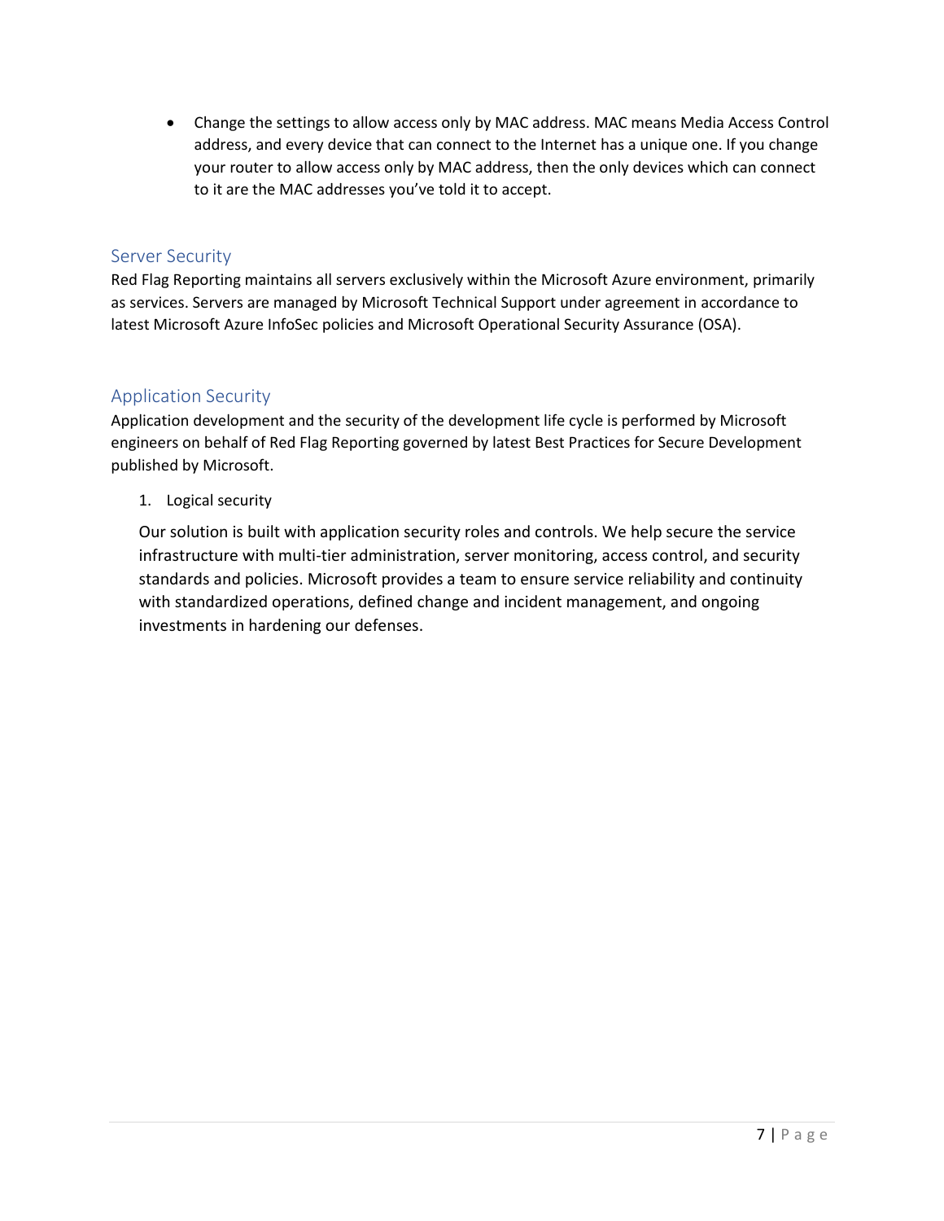- Change the settings to allow access only by MAC address. MAC means Media Access Control address, and every device that can connect to the Internet has a unique one. If you change your router to allow access only by MAC address, then the only devices which can connect to it are the MAC addresses you've told it to accept.

## Server Security

Red Flag Reporting maintains all servers exclusively within the Microsoft Azure environment, primarily as services. Servers are managed by Microsoft Technical Support under agreement in accordance to latest Microsoft Azure InfoSec policies and Microsoft Operational Security Assurance (OSA).

## Application Security

Application development and the security of the development life cycle is performed by Microsoft engineers on behalf of Red Flag Reporting governed by latest Best Practices for Secure Development published by Microsoft.

1. Logical security

   Our solution is built with application security roles and controls. We help secure the service infrastructure with multi-tier administration, server monitoring, access control, and security standards and policies. Microsoft provides a team to ensure service reliability and continuity with standardized operations, defined change and incident management, and ongoing investments in hardening our defenses.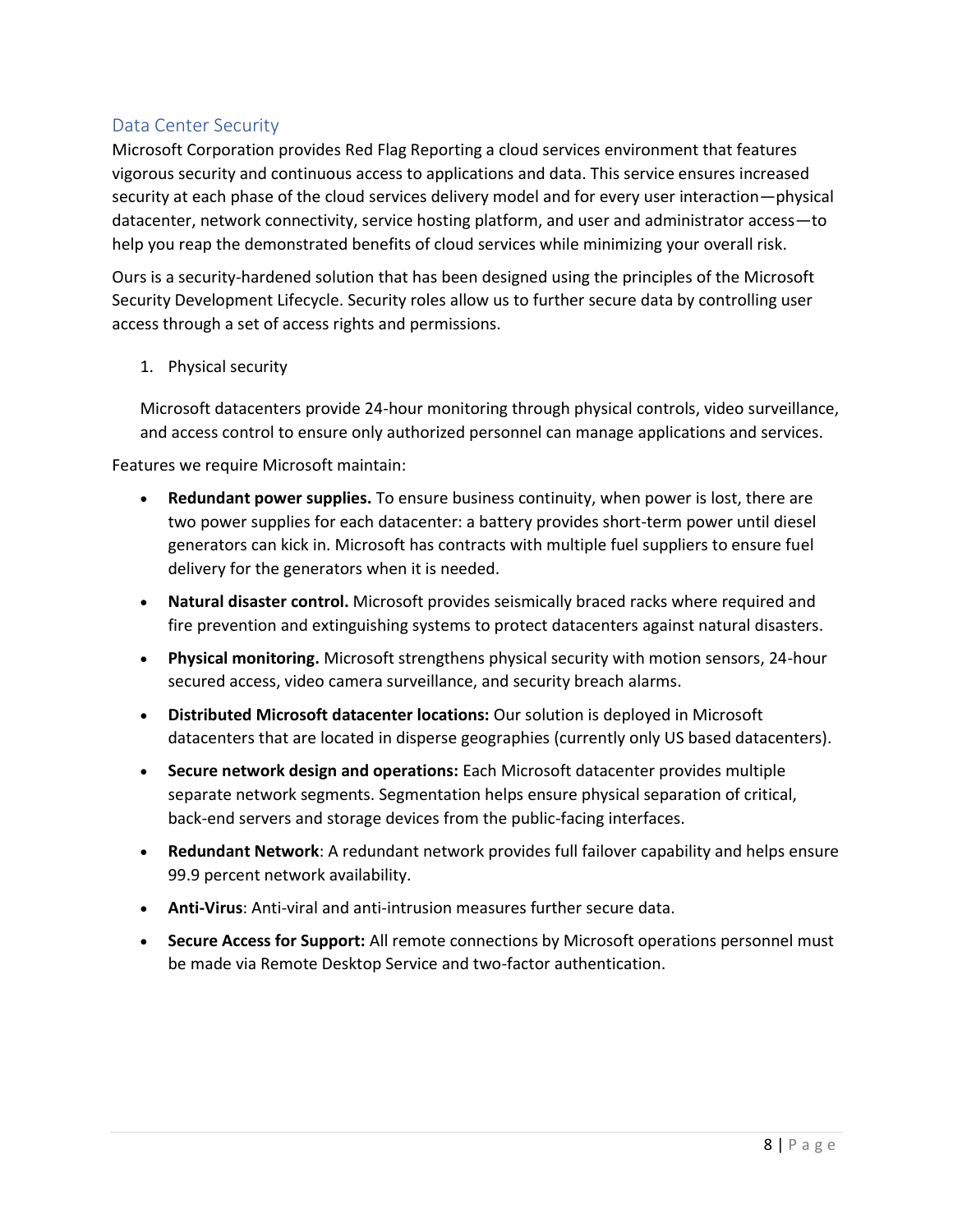## Data Center Security

Microsoft Corporation provides Red Flag Reporting a cloud services environment that features vigorous security and continuous access to applications and data. This service ensures increased security at each phase of the cloud services delivery model and for every user interaction—physical datacenter, network connectivity, service hosting platform, and user and administrator access—to help you reap the demonstrated benefits of cloud services while minimizing your overall risk.

Ours is a security-hardened solution that has been designed using the principles of the Microsoft Security Development Lifecycle. Security roles allow us to further secure data by controlling user access through a set of access rights and permissions.

1. Physical security

   Microsoft datacenters provide 24-hour monitoring through physical controls, video surveillance, and access control to ensure only authorized personnel can manage applications and services.

Features we require Microsoft maintain:

- **Redundant power supplies.** To ensure business continuity, when power is lost, there are two power supplies for each datacenter: a battery provides short-term power until diesel generators can kick in. Microsoft has contracts with multiple fuel suppliers to ensure fuel delivery for the generators when it is needed.
- **Natural disaster control.** Microsoft provides seismically braced racks where required and fire prevention and extinguishing systems to protect datacenters against natural disasters.
- **Physical monitoring.** Microsoft strengthens physical security with motion sensors, 24-hour secured access, video camera surveillance, and security breach alarms.
- **Distributed Microsoft datacenter locations:** Our solution is deployed in Microsoft datacenters that are located in disperse geographies (currently only US based datacenters).
- **Secure network design and operations:** Each Microsoft datacenter provides multiple separate network segments. Segmentation helps ensure physical separation of critical, back-end servers and storage devices from the public-facing interfaces.
- **Redundant Network**: A redundant network provides full failover capability and helps ensure 99.9 percent network availability.
- **Anti-Virus**: Anti-viral and anti-intrusion measures further secure data.
- **Secure Access for Support:** All remote connections by Microsoft operations personnel must be made via Remote Desktop Service and two-factor authentication.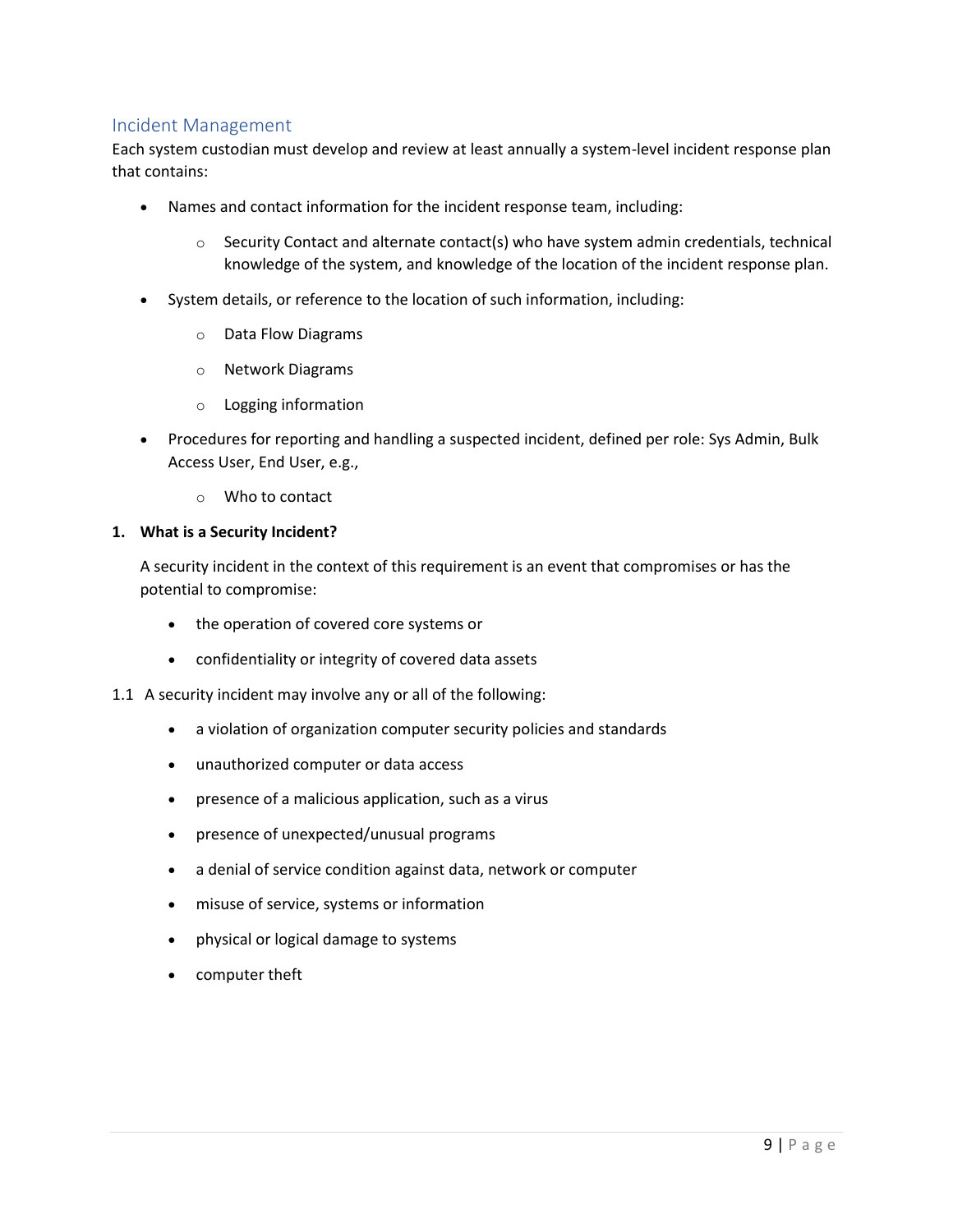## Incident Management

Each system custodian must develop and review at least annually a system-level incident response plan that contains:

- Names and contact information for the incident response team, including:
  - Security Contact and alternate contact(s) who have system admin credentials, technical knowledge of the system, and knowledge of the location of the incident response plan.
- System details, or reference to the location of such information, including:
  - Data Flow Diagrams
  - Network Diagrams
  - Logging information
- Procedures for reporting and handling a suspected incident, defined per role: Sys Admin, Bulk Access User, End User, e.g.,
  - Who to contact

**1. What is a Security Incident?**

A security incident in the context of this requirement is an event that compromises or has the potential to compromise:

- the operation of covered core systems or
- confidentiality or integrity of covered data assets

1.1 A security incident may involve any or all of the following:

- a violation of organization computer security policies and standards
- unauthorized computer or data access
- presence of a malicious application, such as a virus
- presence of unexpected/unusual programs
- a denial of service condition against data, network or computer
- misuse of service, systems or information
- physical or logical damage to systems
- computer theft